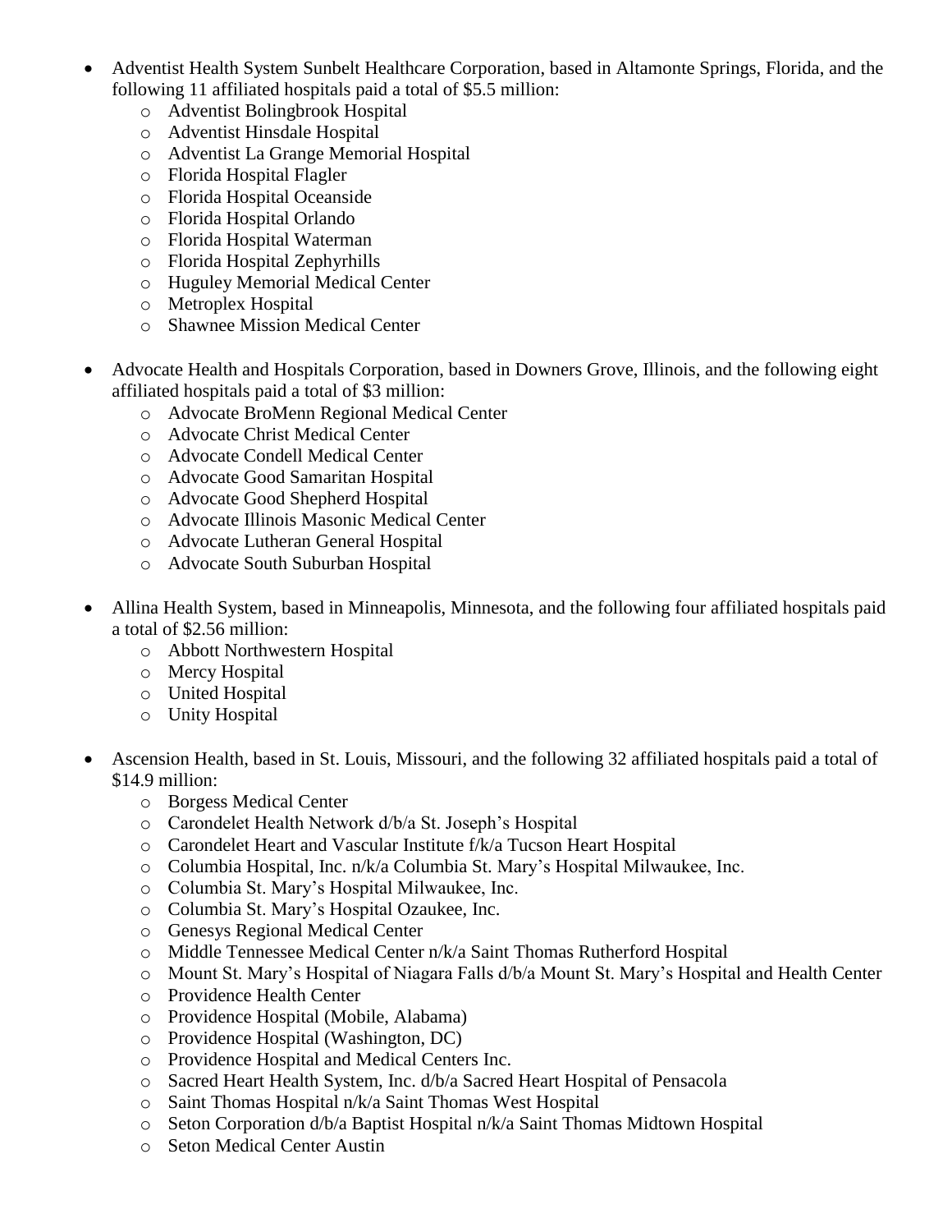- Adventist Health System Sunbelt Healthcare Corporation, based in Altamonte Springs, Florida, and the following 11 affiliated hospitals paid a total of $5.5 million:
  - Adventist Bolingbrook Hospital
  - Adventist Hinsdale Hospital
  - Adventist La Grange Memorial Hospital
  - Florida Hospital Flagler
  - Florida Hospital Oceanside
  - Florida Hospital Orlando
  - Florida Hospital Waterman
  - Florida Hospital Zephyrhills
  - Huguley Memorial Medical Center
  - Metroplex Hospital
  - Shawnee Mission Medical Center

- Advocate Health and Hospitals Corporation, based in Downers Grove, Illinois, and the following eight affiliated hospitals paid a total of $3 million:
  - Advocate BroMenn Regional Medical Center
  - Advocate Christ Medical Center
  - Advocate Condell Medical Center
  - Advocate Good Samaritan Hospital
  - Advocate Good Shepherd Hospital
  - Advocate Illinois Masonic Medical Center
  - Advocate Lutheran General Hospital
  - Advocate South Suburban Hospital

- Allina Health System, based in Minneapolis, Minnesota, and the following four affiliated hospitals paid a total of $2.56 million:
  - Abbott Northwestern Hospital
  - Mercy Hospital
  - United Hospital
  - Unity Hospital

- Ascension Health, based in St. Louis, Missouri, and the following 32 affiliated hospitals paid a total of $14.9 million:
  - Borgess Medical Center
  - Carondelet Health Network d/b/a St. Joseph's Hospital
  - Carondelet Heart and Vascular Institute f/k/a Tucson Heart Hospital
  - Columbia Hospital, Inc. n/k/a Columbia St. Mary's Hospital Milwaukee, Inc.
  - Columbia St. Mary's Hospital Milwaukee, Inc.
  - Columbia St. Mary's Hospital Ozaukee, Inc.
  - Genesys Regional Medical Center
  - Middle Tennessee Medical Center n/k/a Saint Thomas Rutherford Hospital
  - Mount St. Mary's Hospital of Niagara Falls d/b/a Mount St. Mary's Hospital and Health Center
  - Providence Health Center
  - Providence Hospital (Mobile, Alabama)
  - Providence Hospital (Washington, DC)
  - Providence Hospital and Medical Centers Inc.
  - Sacred Heart Health System, Inc. d/b/a Sacred Heart Hospital of Pensacola
  - Saint Thomas Hospital n/k/a Saint Thomas West Hospital
  - Seton Corporation d/b/a Baptist Hospital n/k/a Saint Thomas Midtown Hospital
  - Seton Medical Center Austin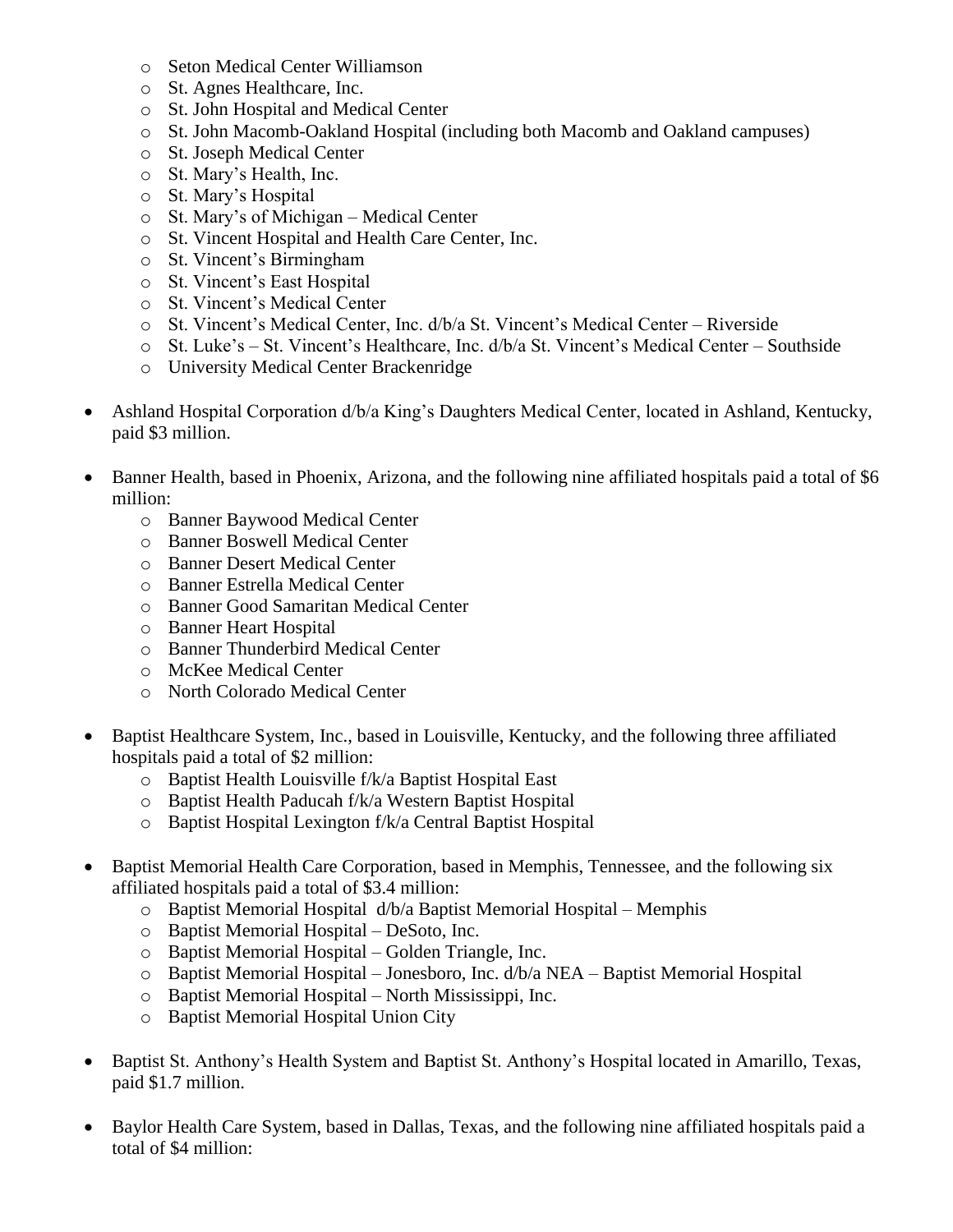- Seton Medical Center Williamson
  - St. Agnes Healthcare, Inc.
  - St. John Hospital and Medical Center
  - St. John Macomb-Oakland Hospital (including both Macomb and Oakland campuses)
  - St. Joseph Medical Center
  - St. Mary's Health, Inc.
  - St. Mary's Hospital
  - St. Mary's of Michigan – Medical Center
  - St. Vincent Hospital and Health Care Center, Inc.
  - St. Vincent's Birmingham
  - St. Vincent's East Hospital
  - St. Vincent's Medical Center
  - St. Vincent's Medical Center, Inc. d/b/a St. Vincent's Medical Center – Riverside
  - St. Luke's – St. Vincent's Healthcare, Inc. d/b/a St. Vincent's Medical Center – Southside
  - University Medical Center Brackenridge

- Ashland Hospital Corporation d/b/a King's Daughters Medical Center, located in Ashland, Kentucky, paid $3 million.

- Banner Health, based in Phoenix, Arizona, and the following nine affiliated hospitals paid a total of $6 million:
  - Banner Baywood Medical Center
  - Banner Boswell Medical Center
  - Banner Desert Medical Center
  - Banner Estrella Medical Center
  - Banner Good Samaritan Medical Center
  - Banner Heart Hospital
  - Banner Thunderbird Medical Center
  - McKee Medical Center
  - North Colorado Medical Center

- Baptist Healthcare System, Inc., based in Louisville, Kentucky, and the following three affiliated hospitals paid a total of $2 million:
  - Baptist Health Louisville f/k/a Baptist Hospital East
  - Baptist Health Paducah f/k/a Western Baptist Hospital
  - Baptist Hospital Lexington f/k/a Central Baptist Hospital

- Baptist Memorial Health Care Corporation, based in Memphis, Tennessee, and the following six affiliated hospitals paid a total of $3.4 million:
  - Baptist Memorial Hospital d/b/a Baptist Memorial Hospital – Memphis
  - Baptist Memorial Hospital – DeSoto, Inc.
  - Baptist Memorial Hospital – Golden Triangle, Inc.
  - Baptist Memorial Hospital – Jonesboro, Inc. d/b/a NEA – Baptist Memorial Hospital
  - Baptist Memorial Hospital – North Mississippi, Inc.
  - Baptist Memorial Hospital Union City

- Baptist St. Anthony's Health System and Baptist St. Anthony's Hospital located in Amarillo, Texas, paid $1.7 million.

- Baylor Health Care System, based in Dallas, Texas, and the following nine affiliated hospitals paid a total of $4 million: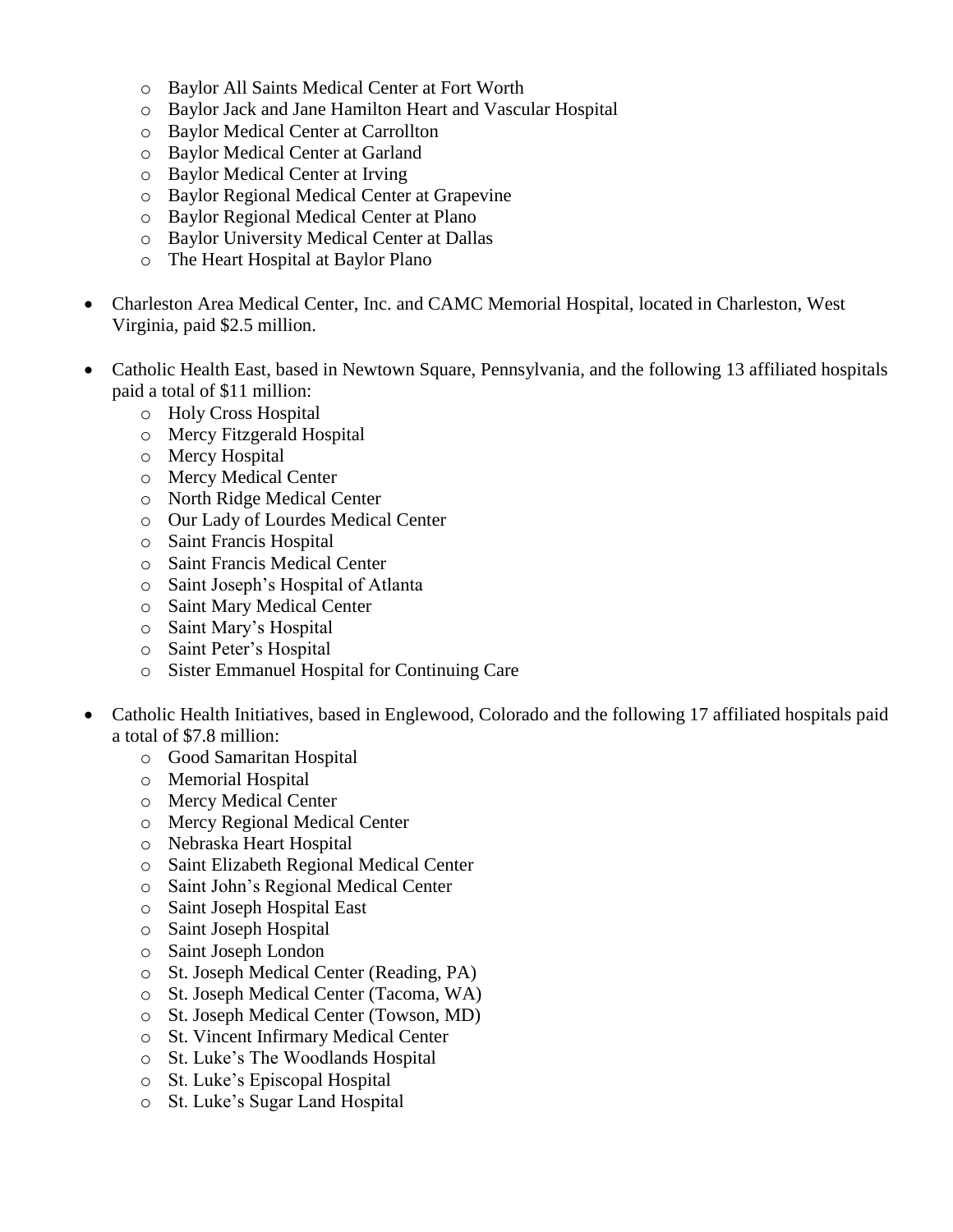- Baylor All Saints Medical Center at Fort Worth
  - Baylor Jack and Jane Hamilton Heart and Vascular Hospital
  - Baylor Medical Center at Carrollton
  - Baylor Medical Center at Garland
  - Baylor Medical Center at Irving
  - Baylor Regional Medical Center at Grapevine
  - Baylor Regional Medical Center at Plano
  - Baylor University Medical Center at Dallas
  - The Heart Hospital at Baylor Plano

- Charleston Area Medical Center, Inc. and CAMC Memorial Hospital, located in Charleston, West Virginia, paid $2.5 million.

- Catholic Health East, based in Newtown Square, Pennsylvania, and the following 13 affiliated hospitals paid a total of $11 million:
  - Holy Cross Hospital
  - Mercy Fitzgerald Hospital
  - Mercy Hospital
  - Mercy Medical Center
  - North Ridge Medical Center
  - Our Lady of Lourdes Medical Center
  - Saint Francis Hospital
  - Saint Francis Medical Center
  - Saint Joseph's Hospital of Atlanta
  - Saint Mary Medical Center
  - Saint Mary's Hospital
  - Saint Peter's Hospital
  - Sister Emmanuel Hospital for Continuing Care

- Catholic Health Initiatives, based in Englewood, Colorado and the following 17 affiliated hospitals paid a total of $7.8 million:
  - Good Samaritan Hospital
  - Memorial Hospital
  - Mercy Medical Center
  - Mercy Regional Medical Center
  - Nebraska Heart Hospital
  - Saint Elizabeth Regional Medical Center
  - Saint John's Regional Medical Center
  - Saint Joseph Hospital East
  - Saint Joseph Hospital
  - Saint Joseph London
  - St. Joseph Medical Center (Reading, PA)
  - St. Joseph Medical Center (Tacoma, WA)
  - St. Joseph Medical Center (Towson, MD)
  - St. Vincent Infirmary Medical Center
  - St. Luke's The Woodlands Hospital
  - St. Luke's Episcopal Hospital
  - St. Luke's Sugar Land Hospital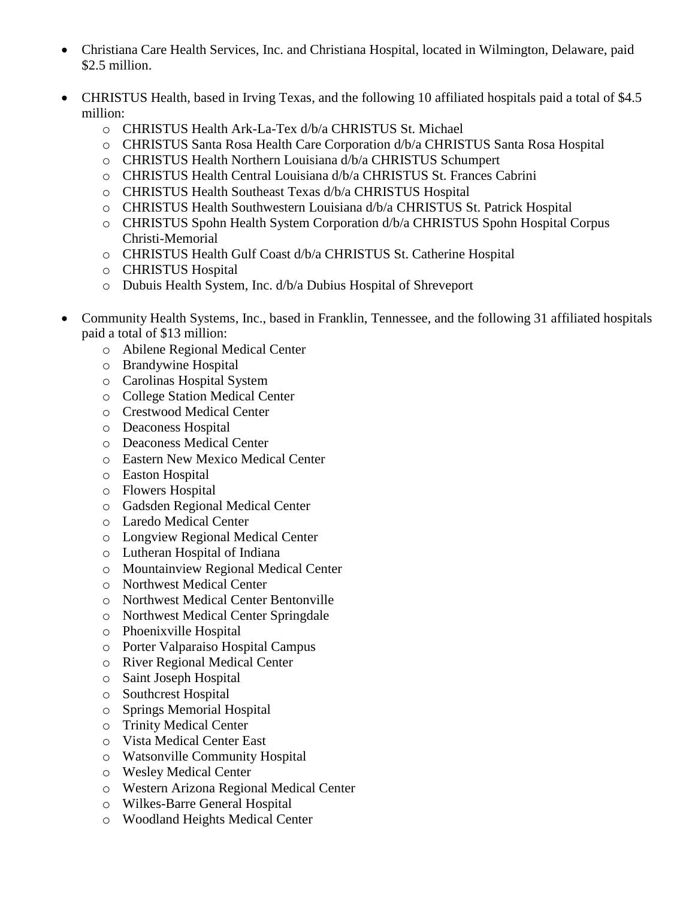- Christiana Care Health Services, Inc. and Christiana Hospital, located in Wilmington, Delaware, paid $2.5 million.

- CHRISTUS Health, based in Irving Texas, and the following 10 affiliated hospitals paid a total of $4.5 million:
  - CHRISTUS Health Ark-La-Tex d/b/a CHRISTUS St. Michael
  - CHRISTUS Santa Rosa Health Care Corporation d/b/a CHRISTUS Santa Rosa Hospital
  - CHRISTUS Health Northern Louisiana d/b/a CHRISTUS Schumpert
  - CHRISTUS Health Central Louisiana d/b/a CHRISTUS St. Frances Cabrini
  - CHRISTUS Health Southeast Texas d/b/a CHRISTUS Hospital
  - CHRISTUS Health Southwestern Louisiana d/b/a CHRISTUS St. Patrick Hospital
  - CHRISTUS Spohn Health System Corporation d/b/a CHRISTUS Spohn Hospital Corpus Christi-Memorial
  - CHRISTUS Health Gulf Coast d/b/a CHRISTUS St. Catherine Hospital
  - CHRISTUS Hospital
  - Dubuis Health System, Inc. d/b/a Dubius Hospital of Shreveport

- Community Health Systems, Inc., based in Franklin, Tennessee, and the following 31 affiliated hospitals paid a total of $13 million:
  - Abilene Regional Medical Center
  - Brandywine Hospital
  - Carolinas Hospital System
  - College Station Medical Center
  - Crestwood Medical Center
  - Deaconess Hospital
  - Deaconess Medical Center
  - Eastern New Mexico Medical Center
  - Easton Hospital
  - Flowers Hospital
  - Gadsden Regional Medical Center
  - Laredo Medical Center
  - Longview Regional Medical Center
  - Lutheran Hospital of Indiana
  - Mountainview Regional Medical Center
  - Northwest Medical Center
  - Northwest Medical Center Bentonville
  - Northwest Medical Center Springdale
  - Phoenixville Hospital
  - Porter Valparaiso Hospital Campus
  - River Regional Medical Center
  - Saint Joseph Hospital
  - Southcrest Hospital
  - Springs Memorial Hospital
  - Trinity Medical Center
  - Vista Medical Center East
  - Watsonville Community Hospital
  - Wesley Medical Center
  - Western Arizona Regional Medical Center
  - Wilkes-Barre General Hospital
  - Woodland Heights Medical Center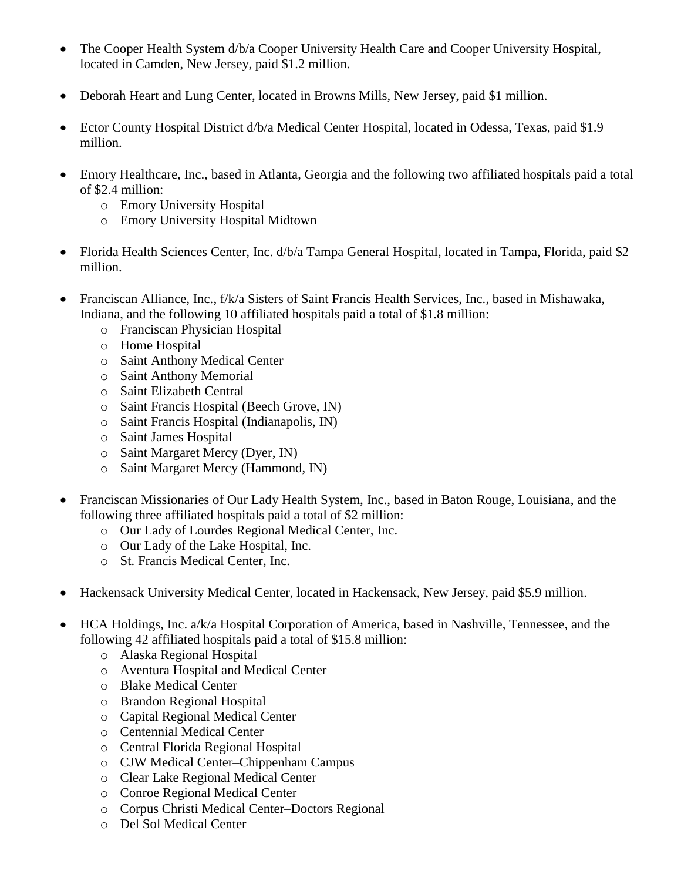- The Cooper Health System d/b/a Cooper University Health Care and Cooper University Hospital, located in Camden, New Jersey, paid $1.2 million.

- Deborah Heart and Lung Center, located in Browns Mills, New Jersey, paid $1 million.

- Ector County Hospital District d/b/a Medical Center Hospital, located in Odessa, Texas, paid $1.9 million.

- Emory Healthcare, Inc., based in Atlanta, Georgia and the following two affiliated hospitals paid a total of $2.4 million:
    - Emory University Hospital
    - Emory University Hospital Midtown

- Florida Health Sciences Center, Inc. d/b/a Tampa General Hospital, located in Tampa, Florida, paid $2 million.

- Franciscan Alliance, Inc., f/k/a Sisters of Saint Francis Health Services, Inc., based in Mishawaka, Indiana, and the following 10 affiliated hospitals paid a total of $1.8 million:
    - Franciscan Physician Hospital
    - Home Hospital
    - Saint Anthony Medical Center
    - Saint Anthony Memorial
    - Saint Elizabeth Central
    - Saint Francis Hospital (Beech Grove, IN)
    - Saint Francis Hospital (Indianapolis, IN)
    - Saint James Hospital
    - Saint Margaret Mercy (Dyer, IN)
    - Saint Margaret Mercy (Hammond, IN)

- Franciscan Missionaries of Our Lady Health System, Inc., based in Baton Rouge, Louisiana, and the following three affiliated hospitals paid a total of $2 million:
    - Our Lady of Lourdes Regional Medical Center, Inc.
    - Our Lady of the Lake Hospital, Inc.
    - St. Francis Medical Center, Inc.

- Hackensack University Medical Center, located in Hackensack, New Jersey, paid $5.9 million.

- HCA Holdings, Inc. a/k/a Hospital Corporation of America, based in Nashville, Tennessee, and the following 42 affiliated hospitals paid a total of $15.8 million:
    - Alaska Regional Hospital
    - Aventura Hospital and Medical Center
    - Blake Medical Center
    - Brandon Regional Hospital
    - Capital Regional Medical Center
    - Centennial Medical Center
    - Central Florida Regional Hospital
    - CJW Medical Center–Chippenham Campus
    - Clear Lake Regional Medical Center
    - Conroe Regional Medical Center
    - Corpus Christi Medical Center–Doctors Regional
    - Del Sol Medical Center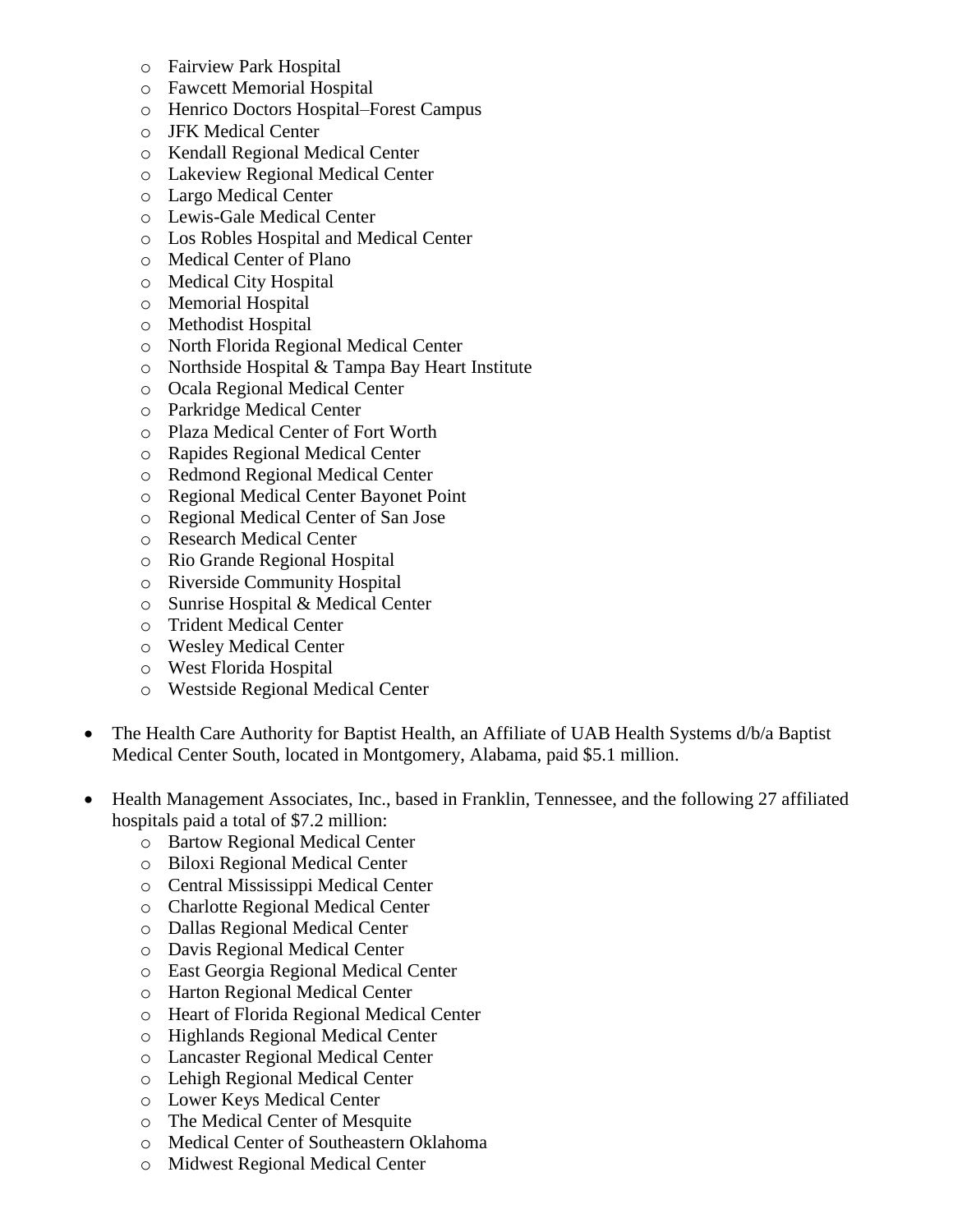- Fairview Park Hospital
    - Fawcett Memorial Hospital
    - Henrico Doctors Hospital–Forest Campus
    - JFK Medical Center
    - Kendall Regional Medical Center
    - Lakeview Regional Medical Center
    - Largo Medical Center
    - Lewis-Gale Medical Center
    - Los Robles Hospital and Medical Center
    - Medical Center of Plano
    - Medical City Hospital
    - Memorial Hospital
    - Methodist Hospital
    - North Florida Regional Medical Center
    - Northside Hospital & Tampa Bay Heart Institute
    - Ocala Regional Medical Center
    - Parkridge Medical Center
    - Plaza Medical Center of Fort Worth
    - Rapides Regional Medical Center
    - Redmond Regional Medical Center
    - Regional Medical Center Bayonet Point
    - Regional Medical Center of San Jose
    - Research Medical Center
    - Rio Grande Regional Hospital
    - Riverside Community Hospital
    - Sunrise Hospital & Medical Center
    - Trident Medical Center
    - Wesley Medical Center
    - West Florida Hospital
    - Westside Regional Medical Center

- The Health Care Authority for Baptist Health, an Affiliate of UAB Health Systems d/b/a Baptist Medical Center South, located in Montgomery, Alabama, paid $5.1 million.

- Health Management Associates, Inc., based in Franklin, Tennessee, and the following 27 affiliated hospitals paid a total of $7.2 million:
    - Bartow Regional Medical Center
    - Biloxi Regional Medical Center
    - Central Mississippi Medical Center
    - Charlotte Regional Medical Center
    - Dallas Regional Medical Center
    - Davis Regional Medical Center
    - East Georgia Regional Medical Center
    - Harton Regional Medical Center
    - Heart of Florida Regional Medical Center
    - Highlands Regional Medical Center
    - Lancaster Regional Medical Center
    - Lehigh Regional Medical Center
    - Lower Keys Medical Center
    - The Medical Center of Mesquite
    - Medical Center of Southeastern Oklahoma
    - Midwest Regional Medical Center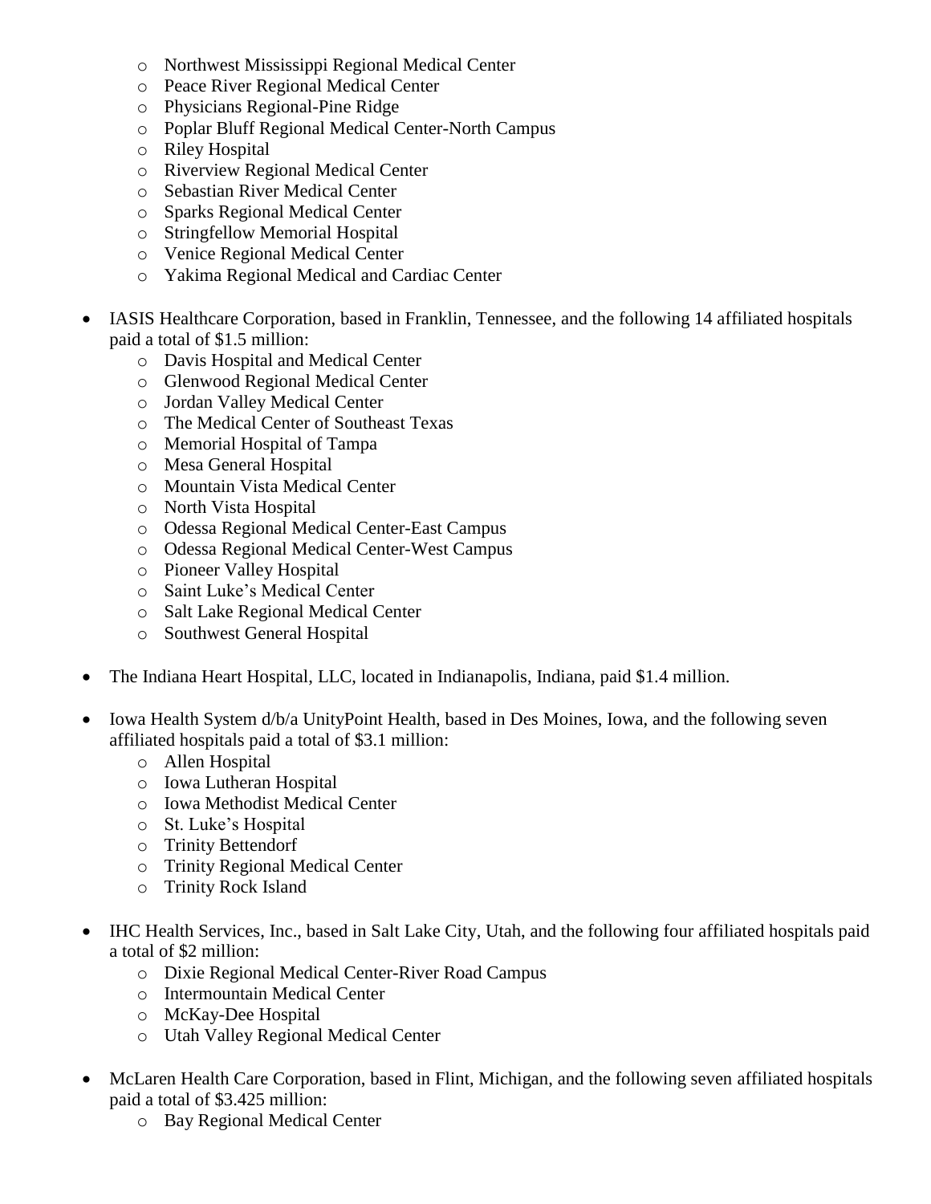- Northwest Mississippi Regional Medical Center
  - Peace River Regional Medical Center
  - Physicians Regional-Pine Ridge
  - Poplar Bluff Regional Medical Center-North Campus
  - Riley Hospital
  - Riverview Regional Medical Center
  - Sebastian River Medical Center
  - Sparks Regional Medical Center
  - Stringfellow Memorial Hospital
  - Venice Regional Medical Center
  - Yakima Regional Medical and Cardiac Center

- IASIS Healthcare Corporation, based in Franklin, Tennessee, and the following 14 affiliated hospitals paid a total of $1.5 million:
  - Davis Hospital and Medical Center
  - Glenwood Regional Medical Center
  - Jordan Valley Medical Center
  - The Medical Center of Southeast Texas
  - Memorial Hospital of Tampa
  - Mesa General Hospital
  - Mountain Vista Medical Center
  - North Vista Hospital
  - Odessa Regional Medical Center-East Campus
  - Odessa Regional Medical Center-West Campus
  - Pioneer Valley Hospital
  - Saint Luke's Medical Center
  - Salt Lake Regional Medical Center
  - Southwest General Hospital

- The Indiana Heart Hospital, LLC, located in Indianapolis, Indiana, paid $1.4 million.

- Iowa Health System d/b/a UnityPoint Health, based in Des Moines, Iowa, and the following seven affiliated hospitals paid a total of $3.1 million:
  - Allen Hospital
  - Iowa Lutheran Hospital
  - Iowa Methodist Medical Center
  - St. Luke's Hospital
  - Trinity Bettendorf
  - Trinity Regional Medical Center
  - Trinity Rock Island

- IHC Health Services, Inc., based in Salt Lake City, Utah, and the following four affiliated hospitals paid a total of $2 million:
  - Dixie Regional Medical Center-River Road Campus
  - Intermountain Medical Center
  - McKay-Dee Hospital
  - Utah Valley Regional Medical Center

- McLaren Health Care Corporation, based in Flint, Michigan, and the following seven affiliated hospitals paid a total of $3.425 million:
  - Bay Regional Medical Center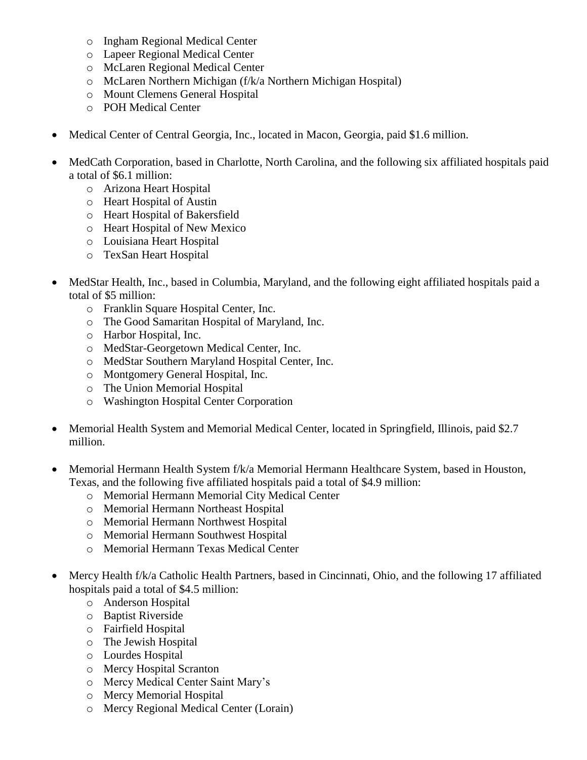- Ingham Regional Medical Center
    - Lapeer Regional Medical Center
    - McLaren Regional Medical Center
    - McLaren Northern Michigan (f/k/a Northern Michigan Hospital)
    - Mount Clemens General Hospital
    - POH Medical Center

- Medical Center of Central Georgia, Inc., located in Macon, Georgia, paid $1.6 million.

- MedCath Corporation, based in Charlotte, North Carolina, and the following six affiliated hospitals paid a total of $6.1 million:
    - Arizona Heart Hospital
    - Heart Hospital of Austin
    - Heart Hospital of Bakersfield
    - Heart Hospital of New Mexico
    - Louisiana Heart Hospital
    - TexSan Heart Hospital

- MedStar Health, Inc., based in Columbia, Maryland, and the following eight affiliated hospitals paid a total of $5 million:
    - Franklin Square Hospital Center, Inc.
    - The Good Samaritan Hospital of Maryland, Inc.
    - Harbor Hospital, Inc.
    - MedStar-Georgetown Medical Center, Inc.
    - MedStar Southern Maryland Hospital Center, Inc.
    - Montgomery General Hospital, Inc.
    - The Union Memorial Hospital
    - Washington Hospital Center Corporation

- Memorial Health System and Memorial Medical Center, located in Springfield, Illinois, paid $2.7 million.

- Memorial Hermann Health System f/k/a Memorial Hermann Healthcare System, based in Houston, Texas, and the following five affiliated hospitals paid a total of $4.9 million:
    - Memorial Hermann Memorial City Medical Center
    - Memorial Hermann Northeast Hospital
    - Memorial Hermann Northwest Hospital
    - Memorial Hermann Southwest Hospital
    - Memorial Hermann Texas Medical Center

- Mercy Health f/k/a Catholic Health Partners, based in Cincinnati, Ohio, and the following 17 affiliated hospitals paid a total of $4.5 million:
    - Anderson Hospital
    - Baptist Riverside
    - Fairfield Hospital
    - The Jewish Hospital
    - Lourdes Hospital
    - Mercy Hospital Scranton
    - Mercy Medical Center Saint Mary’s
    - Mercy Memorial Hospital
    - Mercy Regional Medical Center (Lorain)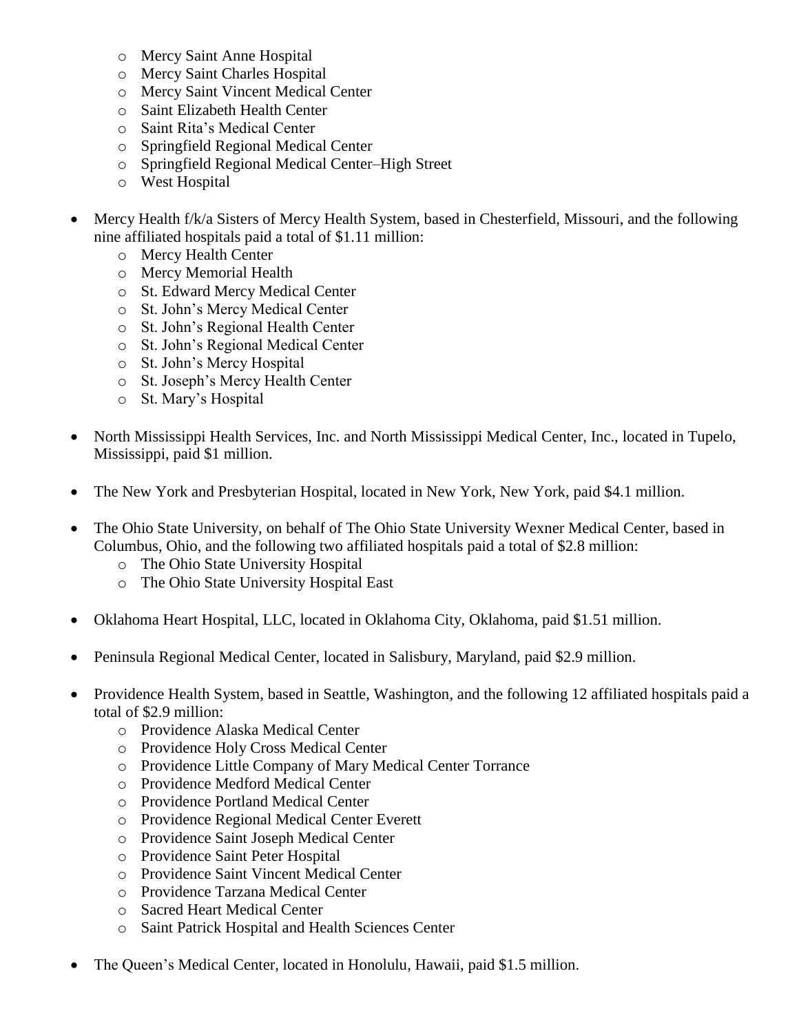- Mercy Saint Anne Hospital
  - Mercy Saint Charles Hospital
  - Mercy Saint Vincent Medical Center
  - Saint Elizabeth Health Center
  - Saint Rita's Medical Center
  - Springfield Regional Medical Center
  - Springfield Regional Medical Center–High Street
  - West Hospital

- Mercy Health f/k/a Sisters of Mercy Health System, based in Chesterfield, Missouri, and the following nine affiliated hospitals paid a total of $1.11 million:
  - Mercy Health Center
  - Mercy Memorial Health
  - St. Edward Mercy Medical Center
  - St. John's Mercy Medical Center
  - St. John's Regional Health Center
  - St. John's Regional Medical Center
  - St. John's Mercy Hospital
  - St. Joseph's Mercy Health Center
  - St. Mary's Hospital

- North Mississippi Health Services, Inc. and North Mississippi Medical Center, Inc., located in Tupelo, Mississippi, paid $1 million.

- The New York and Presbyterian Hospital, located in New York, New York, paid $4.1 million.

- The Ohio State University, on behalf of The Ohio State University Wexner Medical Center, based in Columbus, Ohio, and the following two affiliated hospitals paid a total of $2.8 million:
  - The Ohio State University Hospital
  - The Ohio State University Hospital East

- Oklahoma Heart Hospital, LLC, located in Oklahoma City, Oklahoma, paid $1.51 million.

- Peninsula Regional Medical Center, located in Salisbury, Maryland, paid $2.9 million.

- Providence Health System, based in Seattle, Washington, and the following 12 affiliated hospitals paid a total of $2.9 million:
  - Providence Alaska Medical Center
  - Providence Holy Cross Medical Center
  - Providence Little Company of Mary Medical Center Torrance
  - Providence Medford Medical Center
  - Providence Portland Medical Center
  - Providence Regional Medical Center Everett
  - Providence Saint Joseph Medical Center
  - Providence Saint Peter Hospital
  - Providence Saint Vincent Medical Center
  - Providence Tarzana Medical Center
  - Sacred Heart Medical Center
  - Saint Patrick Hospital and Health Sciences Center

- The Queen's Medical Center, located in Honolulu, Hawaii, paid $1.5 million.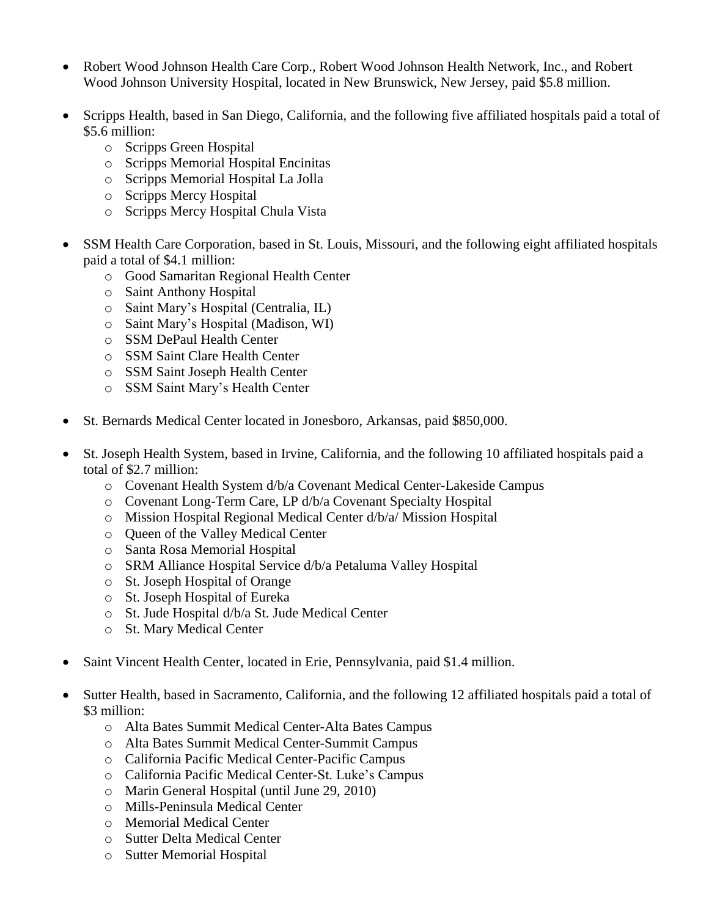- Robert Wood Johnson Health Care Corp., Robert Wood Johnson Health Network, Inc., and Robert Wood Johnson University Hospital, located in New Brunswick, New Jersey, paid $5.8 million.

- Scripps Health, based in San Diego, California, and the following five affiliated hospitals paid a total of $5.6 million:
  - Scripps Green Hospital
  - Scripps Memorial Hospital Encinitas
  - Scripps Memorial Hospital La Jolla
  - Scripps Mercy Hospital
  - Scripps Mercy Hospital Chula Vista

- SSM Health Care Corporation, based in St. Louis, Missouri, and the following eight affiliated hospitals paid a total of $4.1 million:
  - Good Samaritan Regional Health Center
  - Saint Anthony Hospital
  - Saint Mary's Hospital (Centralia, IL)
  - Saint Mary's Hospital (Madison, WI)
  - SSM DePaul Health Center
  - SSM Saint Clare Health Center
  - SSM Saint Joseph Health Center
  - SSM Saint Mary's Health Center

- St. Bernards Medical Center located in Jonesboro, Arkansas, paid $850,000.

- St. Joseph Health System, based in Irvine, California, and the following 10 affiliated hospitals paid a total of $2.7 million:
  - Covenant Health System d/b/a Covenant Medical Center-Lakeside Campus
  - Covenant Long-Term Care, LP d/b/a Covenant Specialty Hospital
  - Mission Hospital Regional Medical Center d/b/a/ Mission Hospital
  - Queen of the Valley Medical Center
  - Santa Rosa Memorial Hospital
  - SRM Alliance Hospital Service d/b/a Petaluma Valley Hospital
  - St. Joseph Hospital of Orange
  - St. Joseph Hospital of Eureka
  - St. Jude Hospital d/b/a St. Jude Medical Center
  - St. Mary Medical Center

- Saint Vincent Health Center, located in Erie, Pennsylvania, paid $1.4 million.

- Sutter Health, based in Sacramento, California, and the following 12 affiliated hospitals paid a total of $3 million:
  - Alta Bates Summit Medical Center-Alta Bates Campus
  - Alta Bates Summit Medical Center-Summit Campus
  - California Pacific Medical Center-Pacific Campus
  - California Pacific Medical Center-St. Luke's Campus
  - Marin General Hospital (until June 29, 2010)
  - Mills-Peninsula Medical Center
  - Memorial Medical Center
  - Sutter Delta Medical Center
  - Sutter Memorial Hospital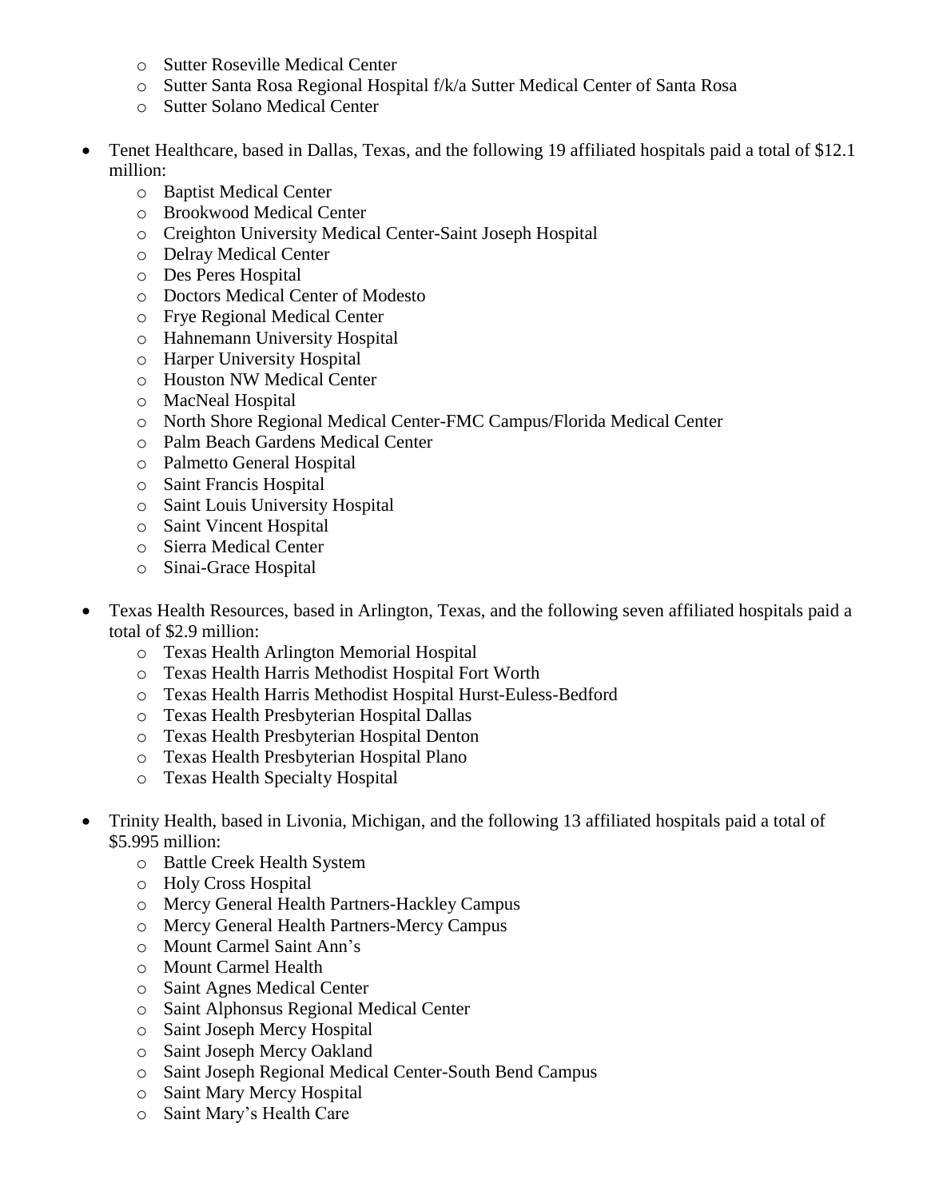- Sutter Roseville Medical Center
  - Sutter Santa Rosa Regional Hospital f/k/a Sutter Medical Center of Santa Rosa
  - Sutter Solano Medical Center

- Tenet Healthcare, based in Dallas, Texas, and the following 19 affiliated hospitals paid a total of $12.1 million:
  - Baptist Medical Center
  - Brookwood Medical Center
  - Creighton University Medical Center-Saint Joseph Hospital
  - Delray Medical Center
  - Des Peres Hospital
  - Doctors Medical Center of Modesto
  - Frye Regional Medical Center
  - Hahnemann University Hospital
  - Harper University Hospital
  - Houston NW Medical Center
  - MacNeal Hospital
  - North Shore Regional Medical Center-FMC Campus/Florida Medical Center
  - Palm Beach Gardens Medical Center
  - Palmetto General Hospital
  - Saint Francis Hospital
  - Saint Louis University Hospital
  - Saint Vincent Hospital
  - Sierra Medical Center
  - Sinai-Grace Hospital

- Texas Health Resources, based in Arlington, Texas, and the following seven affiliated hospitals paid a total of $2.9 million:
  - Texas Health Arlington Memorial Hospital
  - Texas Health Harris Methodist Hospital Fort Worth
  - Texas Health Harris Methodist Hospital Hurst-Euless-Bedford
  - Texas Health Presbyterian Hospital Dallas
  - Texas Health Presbyterian Hospital Denton
  - Texas Health Presbyterian Hospital Plano
  - Texas Health Specialty Hospital

- Trinity Health, based in Livonia, Michigan, and the following 13 affiliated hospitals paid a total of $5.995 million:
  - Battle Creek Health System
  - Holy Cross Hospital
  - Mercy General Health Partners-Hackley Campus
  - Mercy General Health Partners-Mercy Campus
  - Mount Carmel Saint Ann's
  - Mount Carmel Health
  - Saint Agnes Medical Center
  - Saint Alphonsus Regional Medical Center
  - Saint Joseph Mercy Hospital
  - Saint Joseph Mercy Oakland
  - Saint Joseph Regional Medical Center-South Bend Campus
  - Saint Mary Mercy Hospital
  - Saint Mary's Health Care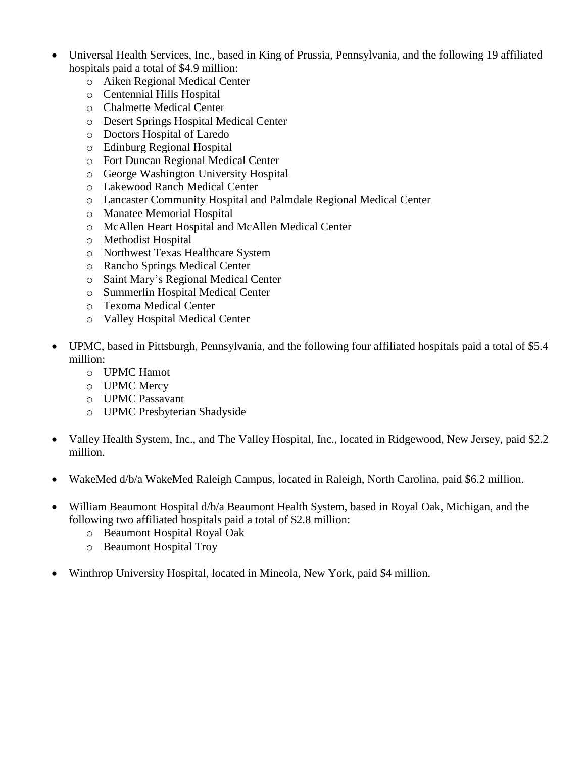- Universal Health Services, Inc., based in King of Prussia, Pennsylvania, and the following 19 affiliated hospitals paid a total of $4.9 million:
  - Aiken Regional Medical Center
  - Centennial Hills Hospital
  - Chalmette Medical Center
  - Desert Springs Hospital Medical Center
  - Doctors Hospital of Laredo
  - Edinburg Regional Hospital
  - Fort Duncan Regional Medical Center
  - George Washington University Hospital
  - Lakewood Ranch Medical Center
  - Lancaster Community Hospital and Palmdale Regional Medical Center
  - Manatee Memorial Hospital
  - McAllen Heart Hospital and McAllen Medical Center
  - Methodist Hospital
  - Northwest Texas Healthcare System
  - Rancho Springs Medical Center
  - Saint Mary's Regional Medical Center
  - Summerlin Hospital Medical Center
  - Texoma Medical Center
  - Valley Hospital Medical Center

- UPMC, based in Pittsburgh, Pennsylvania, and the following four affiliated hospitals paid a total of $5.4 million:
  - UPMC Hamot
  - UPMC Mercy
  - UPMC Passavant
  - UPMC Presbyterian Shadyside

- Valley Health System, Inc., and The Valley Hospital, Inc., located in Ridgewood, New Jersey, paid $2.2 million.

- WakeMed d/b/a WakeMed Raleigh Campus, located in Raleigh, North Carolina, paid $6.2 million.

- William Beaumont Hospital d/b/a Beaumont Health System, based in Royal Oak, Michigan, and the following two affiliated hospitals paid a total of $2.8 million:
  - Beaumont Hospital Royal Oak
  - Beaumont Hospital Troy

- Winthrop University Hospital, located in Mineola, New York, paid $4 million.